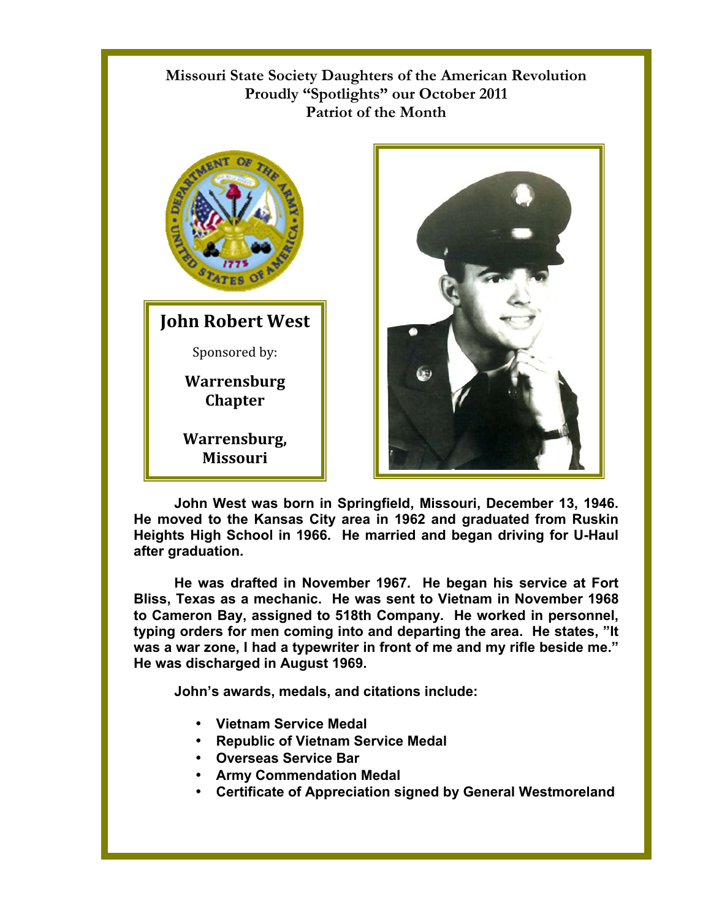**Missouri State Society Daughters of the American Revolution**
**Proudly "Spotlights" our October 2011**
**Patriot of the Month**

# John Robert West

Sponsored by:

**Warrensburg Chapter**

**Warrensburg, Missouri**

**John West was born in Springfield, Missouri, December 13, 1946. He moved to the Kansas City area in 1962 and graduated from Ruskin Heights High School in 1966. He married and began driving for U-Haul after graduation.**

**He was drafted in November 1967. He began his service at Fort Bliss, Texas as a mechanic. He was sent to Vietnam in November 1968 to Cameron Bay, assigned to 518th Company. He worked in personnel, typing orders for men coming into and departing the area. He states, "It was a war zone, I had a typewriter in front of me and my rifle beside me." He was discharged in August 1969.**

**John's awards, medals, and citations include:**

- **Vietnam Service Medal**
- **Republic of Vietnam Service Medal**
- **Overseas Service Bar**
- **Army Commendation Medal**
- **Certificate of Appreciation signed by General Westmoreland**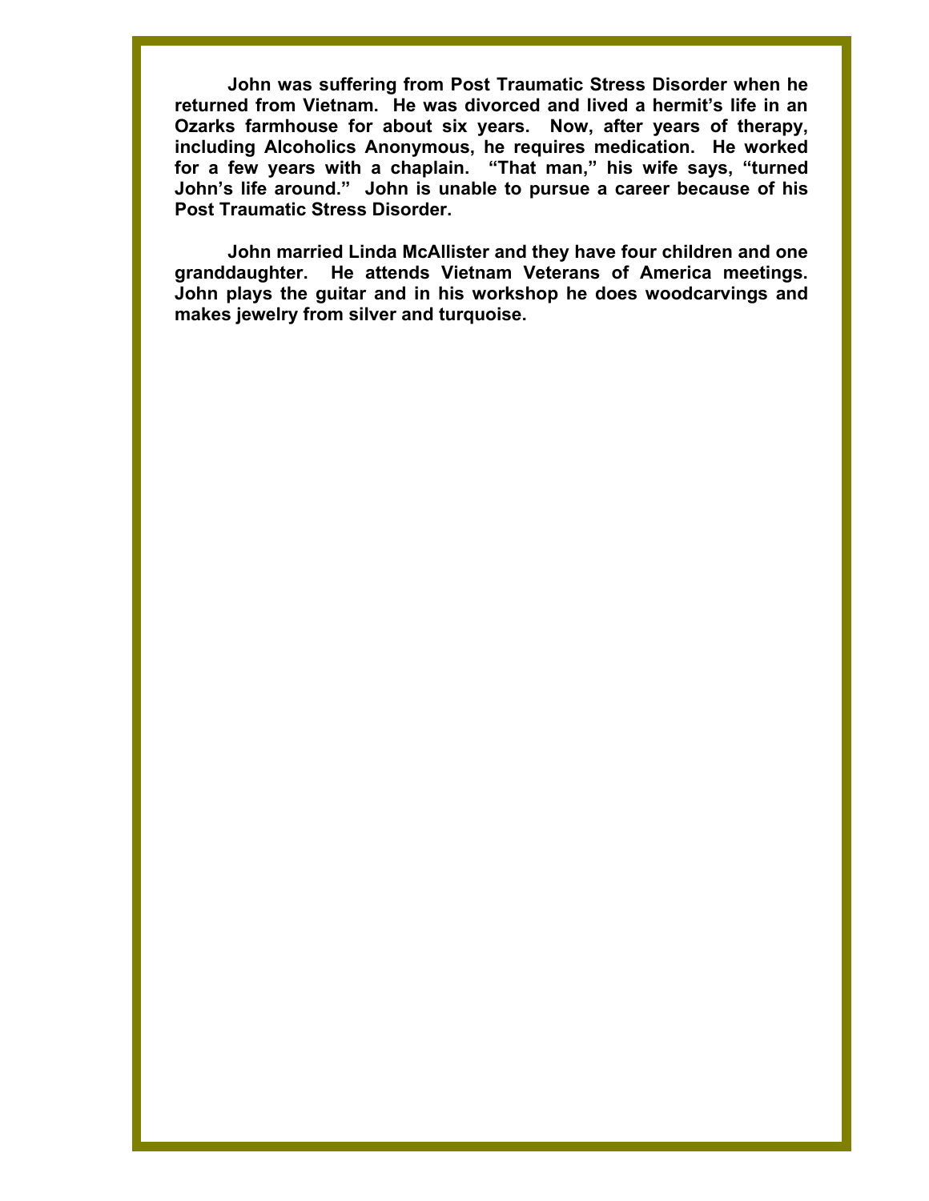**John was suffering from Post Traumatic Stress Disorder when he returned from Vietnam. He was divorced and lived a hermit's life in an Ozarks farmhouse for about six years. Now, after years of therapy, including Alcoholics Anonymous, he requires medication. He worked for a few years with a chaplain. "That man," his wife says, "turned John's life around." John is unable to pursue a career because of his Post Traumatic Stress Disorder.**

**John married Linda McAllister and they have four children and one granddaughter. He attends Vietnam Veterans of America meetings. John plays the guitar and in his workshop he does woodcarvings and makes jewelry from silver and turquoise.**